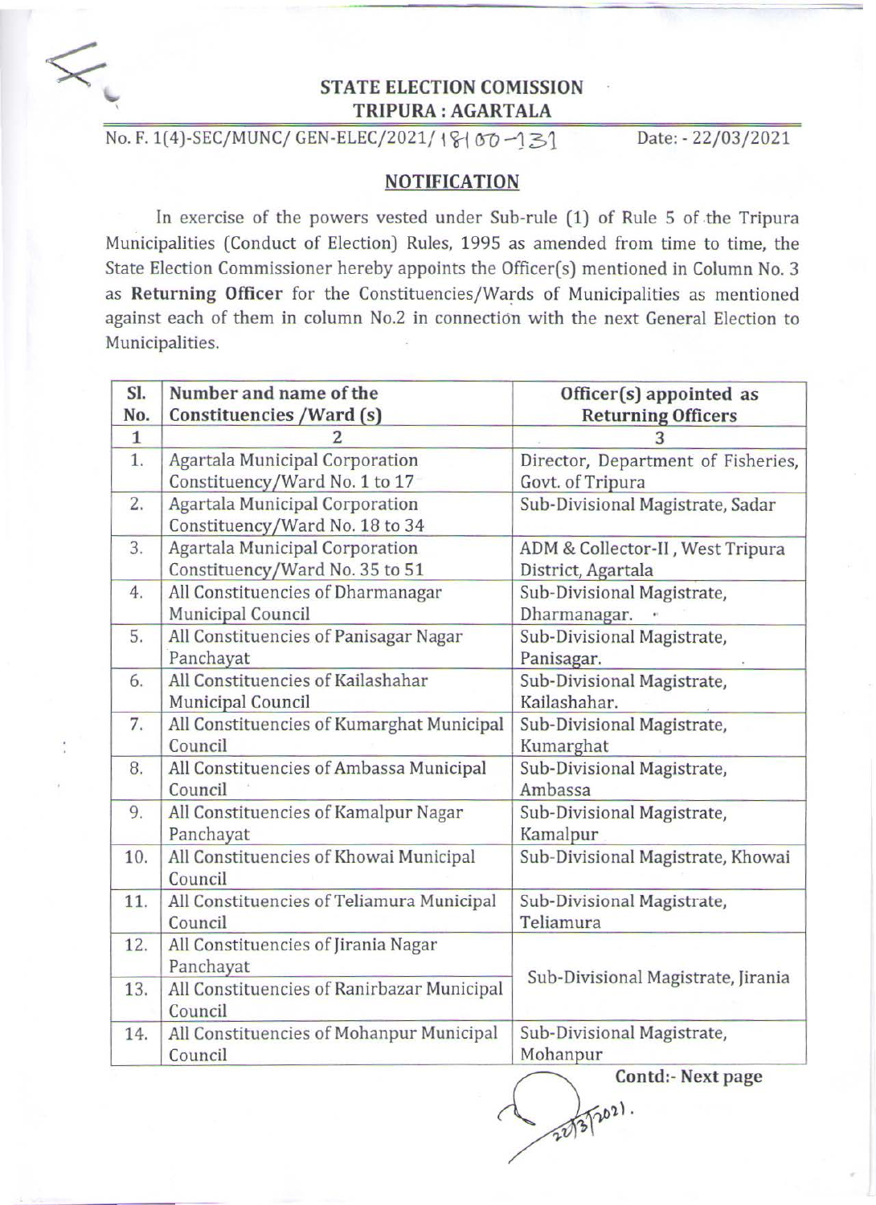**STATE ELECTION COMISSION**
**TRIPURA : AGARTALA**

No. F. 1(4)-SEC/MUNC/ GEN-ELEC/2021/ 18100-131 Date: - 22/03/2021

## NOTIFICATION

In exercise of the powers vested under Sub-rule (1) of Rule 5 of the Tripura Municipalities (Conduct of Election) Rules, 1995 as amended from time to time, the State Election Commissioner hereby appoints the Officer(s) mentioned in Column No. 3 as **Returning Officer** for the Constituencies/Wards of Municipalities as mentioned against each of them in column No.2 in connection with the next General Election to Municipalities.

| Sl. No. | Number and name of the Constituencies /Ward (s) | Officer(s) appointed as Returning Officers |
|---|---|---|
| 1 | 2 | 3 |
| 1. | Agartala Municipal Corporation Constituency/Ward No. 1 to 17 | Director, Department of Fisheries, Govt. of Tripura |
| 2. | Agartala Municipal Corporation Constituency/Ward No. 18 to 34 | Sub-Divisional Magistrate, Sadar |
| 3. | Agartala Municipal Corporation Constituency/Ward No. 35 to 51 | ADM & Collector-II , West Tripura District, Agartala |
| 4. | All Constituencies of Dharmanagar Municipal Council | Sub-Divisional Magistrate, Dharmanagar. |
| 5. | All Constituencies of Panisagar Nagar Panchayat | Sub-Divisional Magistrate, Panisagar. |
| 6. | All Constituencies of Kailashahar Municipal Council | Sub-Divisional Magistrate, Kailashahar. |
| 7. | All Constituencies of Kumarghat Municipal Council | Sub-Divisional Magistrate, Kumarghat |
| 8. | All Constituencies of Ambassa Municipal Council | Sub-Divisional Magistrate, Ambassa |
| 9. | All Constituencies of Kamalpur Nagar Panchayat | Sub-Divisional Magistrate, Kamalpur |
| 10. | All Constituencies of Khowai Municipal Council | Sub-Divisional Magistrate, Khowai |
| 11. | All Constituencies of Teliamura Municipal Council | Sub-Divisional Magistrate, Teliamura |
| 12. | All Constituencies of Jirania Nagar Panchayat | Sub-Divisional Magistrate, Jirania |
| 13. | All Constituencies of Ranirbazar Municipal Council | |
| 14. | All Constituencies of Mohanpur Municipal Council | Sub-Divisional Magistrate, Mohanpur |

**Contd:- Next page**

22/3/2021.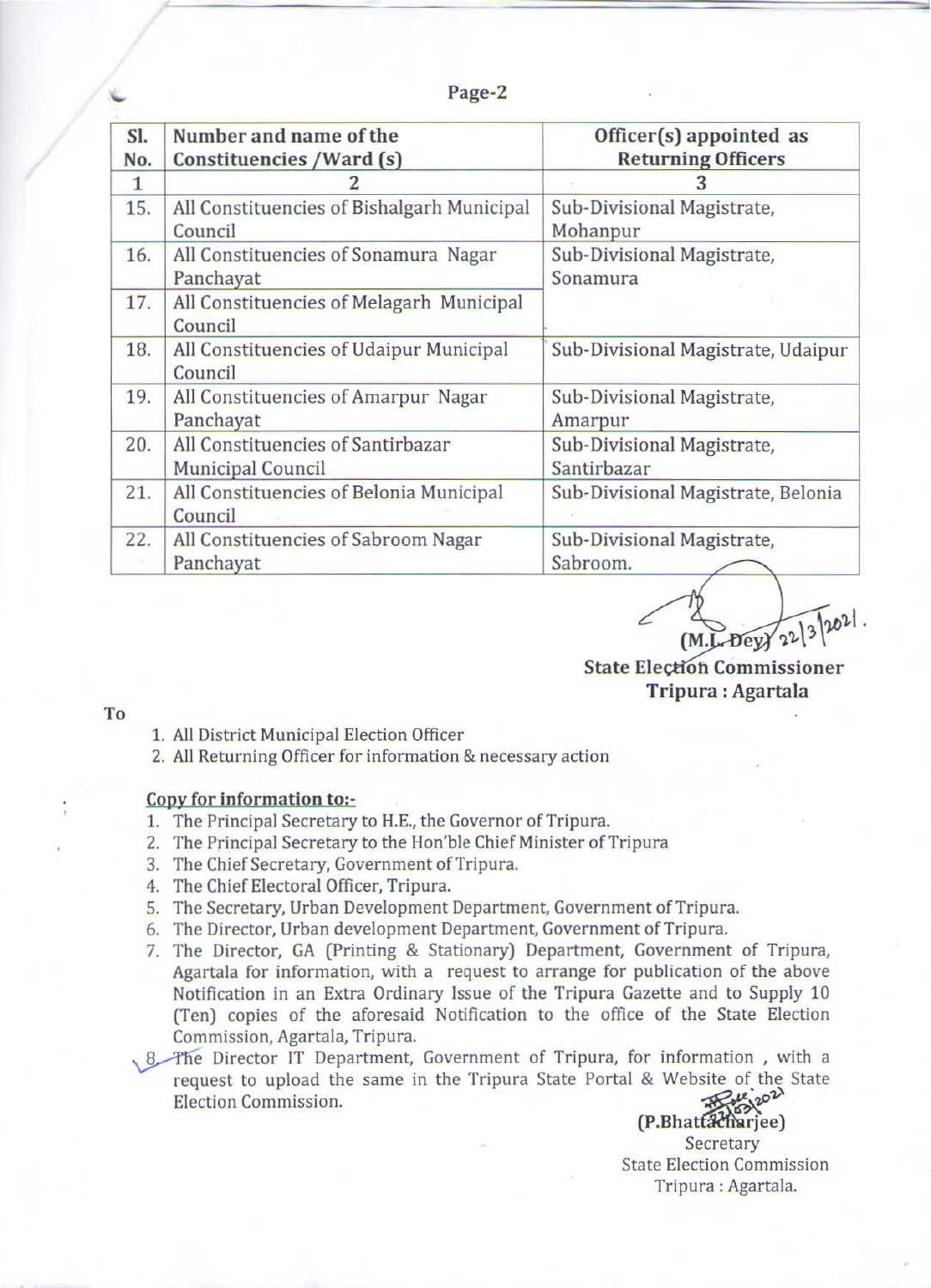| Sl. No. | Number and name of the Constituencies /Ward (s) | Officer(s) appointed as Returning Officers |
|---|---|---|
| 1 | 2 | 3 |
| 15. | All Constituencies of Bishalgarh Municipal Council | Sub-Divisional Magistrate, Mohanpur |
| 16. | All Constituencies of Sonamura Nagar Panchayat | Sub-Divisional Magistrate, Sonamura |
| 17. | All Constituencies of Melagarh Municipal Council | |
| 18. | All Constituencies of Udaipur Municipal Council | Sub-Divisional Magistrate, Udaipur |
| 19. | All Constituencies of Amarpur Nagar Panchayat | Sub-Divisional Magistrate, Amarpur |
| 20. | All Constituencies of Santirbazar Municipal Council | Sub-Divisional Magistrate, Santirbazar |
| 21. | All Constituencies of Belonia Municipal Council | Sub-Divisional Magistrate, Belonia |
| 22. | All Constituencies of Sabroom Nagar Panchayat | Sub-Divisional Magistrate, Sabroom. |

(M.L. Dey) 22/3/2021.
**State Election Commissioner**
**Tripura : Agartala**

To

1. All District Municipal Election Officer
2. All Returning Officer for information & necessary action

**Copy for information to:-**

1. The Principal Secretary to H.E., the Governor of Tripura.
2. The Principal Secretary to the Hon'ble Chief Minister of Tripura
3. The Chief Secretary, Government of Tripura.
4. The Chief Electoral Officer, Tripura.
5. The Secretary, Urban Development Department, Government of Tripura.
6. The Director, Urban development Department, Government of Tripura.
7. The Director, GA (Printing & Stationary) Department, Government of Tripura, Agartala for information, with a request to arrange for publication of the above Notification in an Extra Ordinary Issue of the Tripura Gazette and to Supply 10 (Ten) copies of the aforesaid Notification to the office of the State Election Commission, Agartala, Tripura.
8. The Director IT Department, Government of Tripura, for information , with a request to upload the same in the Tripura State Portal & Website of the State Election Commission.

22/03/2021
**(P.Bhattacharjee)**
Secretary
State Election Commission
Tripura : Agartala.